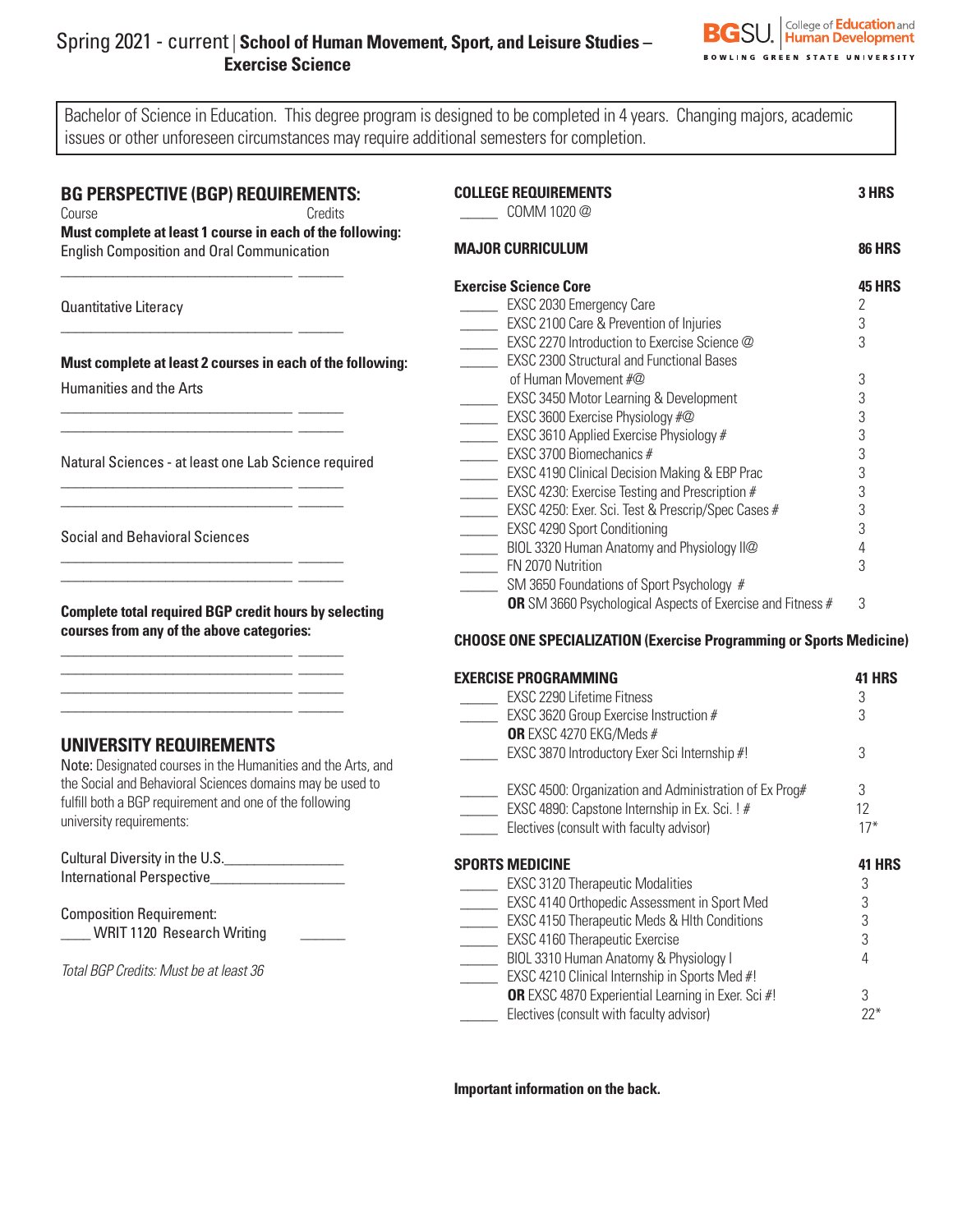# Spring 2021 - current | School of Human Movement, Sport, and Leisure Studies – Exercise Science

BGSU. College of Education and Human Development
BOWLING GREEN STATE UNIVERSITY

Bachelor of Science in Education. This degree program is designed to be completed in 4 years. Changing majors, academic issues or other unforeseen circumstances may require additional semesters for completion.

## BG PERSPECTIVE (BGP) REQUIREMENTS:

Course / Credits

**Must complete at least 1 course in each of the following:**

English Composition and Oral Communication

________________________________ ______

Quantitative Literacy

________________________________ ______

**Must complete at least 2 courses in each of the following:**

Humanities and the Arts

________________________________ ______
________________________________ ______

Natural Sciences - at least one Lab Science required

________________________________ ______
________________________________ ______

Social and Behavioral Sciences

________________________________ ______
________________________________ ______

**Complete total required BGP credit hours by selecting courses from any of the above categories:**

________________________________ ______
________________________________ ______
________________________________ ______
________________________________ ______

## UNIVERSITY REQUIREMENTS

Note: Designated courses in the Humanities and the Arts, and the Social and Behavioral Sciences domains may be used to fulfill both a BGP requirement and one of the following university requirements:

Cultural Diversity in the U.S.________________

International Perspective__________________

Composition Requirement:
____ WRIT 1120 Research Writing ______

*Total BGP Credits: Must be at least 36*

## COLLEGE REQUIREMENTS — 3 HRS

_____ COMM 1020 @

## MAJOR CURRICULUM — 86 HRS

### Exercise Science Core — 45 HRS

| | Course | Credits |
|---|---|---|
| _____ | EXSC 2030 Emergency Care | 2 |
| _____ | EXSC 2100 Care & Prevention of Injuries | 3 |
| _____ | EXSC 2270 Introduction to Exercise Science @ | 3 |
| _____ | EXSC 2300 Structural and Functional Bases of Human Movement #@ | 3 |
| _____ | EXSC 3450 Motor Learning & Development | 3 |
| _____ | EXSC 3600 Exercise Physiology #@ | 3 |
| _____ | EXSC 3610 Applied Exercise Physiology # | 3 |
| _____ | EXSC 3700 Biomechanics # | 3 |
| _____ | EXSC 4190 Clinical Decision Making & EBP Prac | 3 |
| _____ | EXSC 4230: Exercise Testing and Prescription # | 3 |
| _____ | EXSC 4250: Exer. Sci. Test & Prescrip/Spec Cases # | 3 |
| _____ | EXSC 4290 Sport Conditioning | 3 |
| _____ | BIOL 3320 Human Anatomy and Physiology II@ | 4 |
| _____ | FN 2070 Nutrition | 3 |
| _____ | SM 3650 Foundations of Sport Psychology # **OR** SM 3660 Psychological Aspects of Exercise and Fitness # | 3 |

### CHOOSE ONE SPECIALIZATION (Exercise Programming or Sports Medicine)

### EXERCISE PROGRAMMING — 41 HRS

| | Course | Credits |
|---|---|---|
| _____ | EXSC 2290 Lifetime Fitness | 3 |
| _____ | EXSC 3620 Group Exercise Instruction # **OR** EXSC 4270 EKG/Meds # | 3 |
| _____ | EXSC 3870 Introductory Exer Sci Internship #! | 3 |
| _____ | EXSC 4500: Organization and Administration of Ex Prog# | 3 |
| _____ | EXSC 4890: Capstone Internship in Ex. Sci. ! # | 12 |
| _____ | Electives (consult with faculty advisor) | 17* |

### SPORTS MEDICINE — 41 HRS

| | Course | Credits |
|---|---|---|
| _____ | EXSC 3120 Therapeutic Modalities | 3 |
| _____ | EXSC 4140 Orthopedic Assessment in Sport Med | 3 |
| _____ | EXSC 4150 Therapeutic Meds & Hlth Conditions | 3 |
| _____ | EXSC 4160 Therapeutic Exercise | 3 |
| _____ | BIOL 3310 Human Anatomy & Physiology I | 4 |
| _____ | EXSC 4210 Clinical Internship in Sports Med #! **OR** EXSC 4870 Experiential Learning in Exer. Sci #! | 3 |
| _____ | Electives (consult with faculty advisor) | 22* |

**Important information on the back.**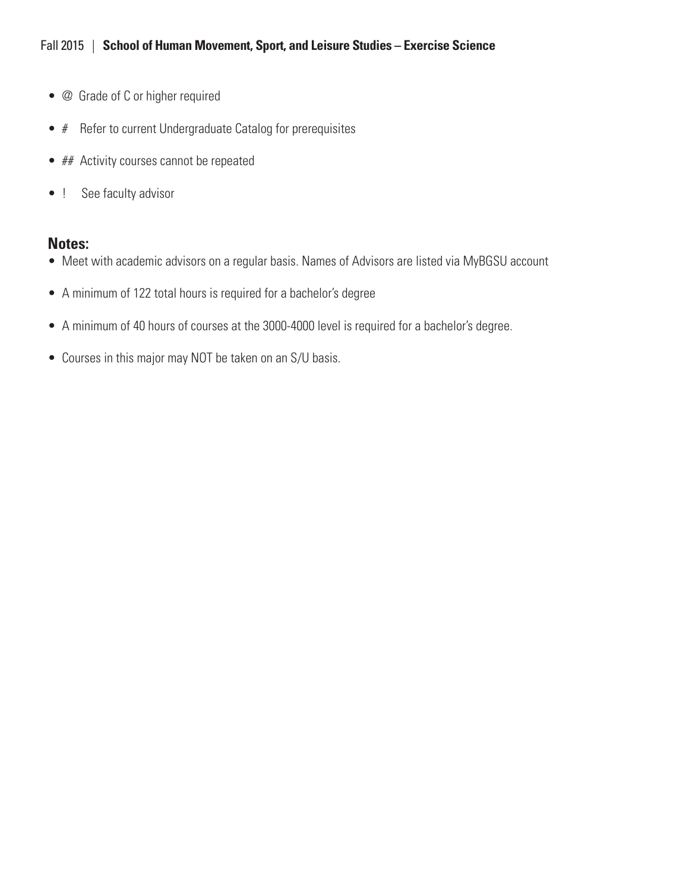- @ Grade of C or higher required
- # Refer to current Undergraduate Catalog for prerequisites
- ## Activity courses cannot be repeated
- ! See faculty advisor

**Notes:**

- Meet with academic advisors on a regular basis. Names of Advisors are listed via MyBGSU account
- A minimum of 122 total hours is required for a bachelor's degree
- A minimum of 40 hours of courses at the 3000-4000 level is required for a bachelor's degree.
- Courses in this major may NOT be taken on an S/U basis.